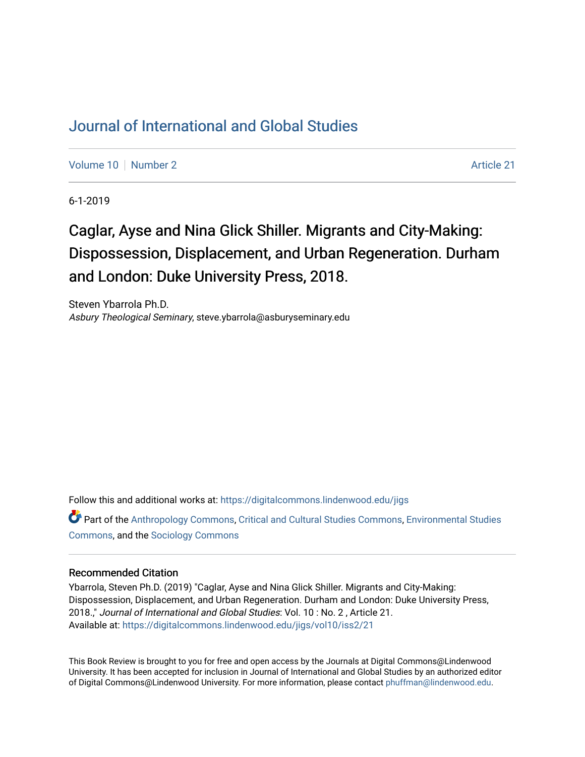# Journal of International and Global Studies

Volume 10 | Number 2 | Article 21

6-1-2019

## Caglar, Ayse and Nina Glick Shiller. Migrants and City-Making: Dispossession, Displacement, and Urban Regeneration. Durham and London: Duke University Press, 2018.

Steven Ybarrola Ph.D.
*Asbury Theological Seminary*, steve.ybarrola@asburyseminary.edu

Follow this and additional works at: https://digitalcommons.lindenwood.edu/jigs

Part of the Anthropology Commons, Critical and Cultural Studies Commons, Environmental Studies Commons, and the Sociology Commons

### Recommended Citation

Ybarrola, Steven Ph.D. (2019) "Caglar, Ayse and Nina Glick Shiller. Migrants and City-Making: Dispossession, Displacement, and Urban Regeneration. Durham and London: Duke University Press, 2018.," *Journal of International and Global Studies*: Vol. 10 : No. 2 , Article 21.
Available at: https://digitalcommons.lindenwood.edu/jigs/vol10/iss2/21

This Book Review is brought to you for free and open access by the Journals at Digital Commons@Lindenwood University. It has been accepted for inclusion in Journal of International and Global Studies by an authorized editor of Digital Commons@Lindenwood University. For more information, please contact phuffman@lindenwood.edu.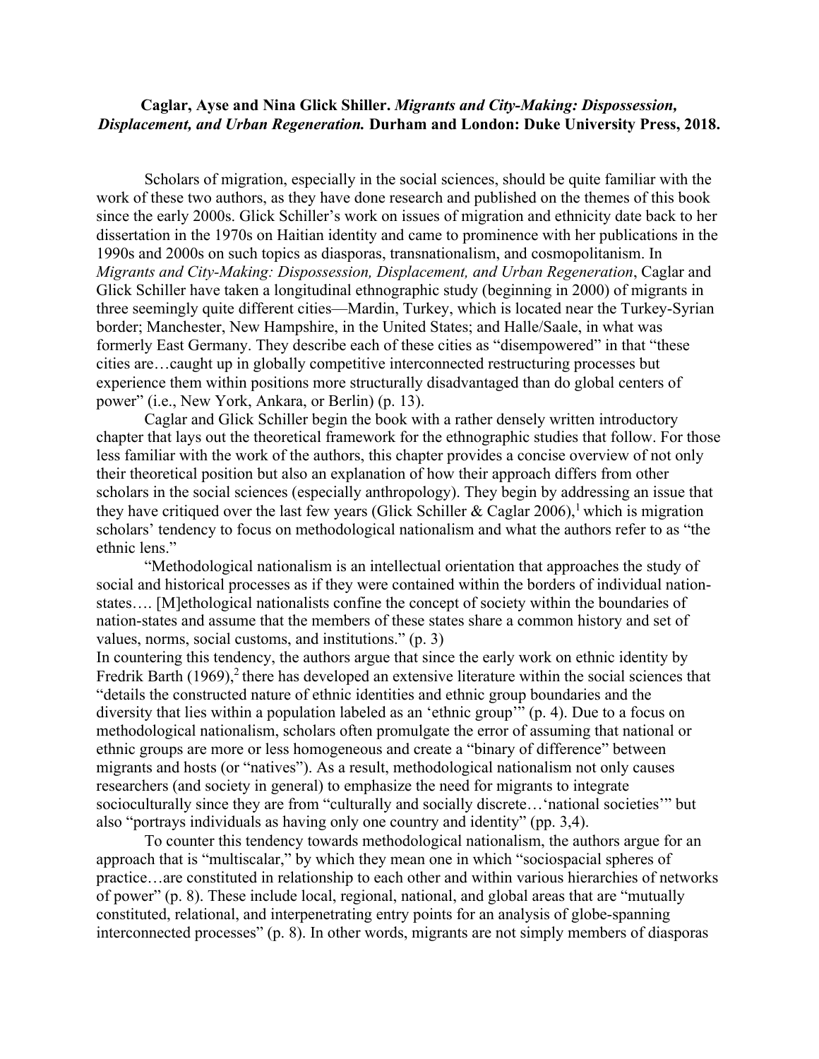**Caglar, Ayse and Nina Glick Shiller.** ***Migrants and City-Making: Dispossession, Displacement, and Urban Regeneration.*** **Durham and London: Duke University Press, 2018.**

Scholars of migration, especially in the social sciences, should be quite familiar with the work of these two authors, as they have done research and published on the themes of this book since the early 2000s. Glick Schiller's work on issues of migration and ethnicity date back to her dissertation in the 1970s on Haitian identity and came to prominence with her publications in the 1990s and 2000s on such topics as diasporas, transnationalism, and cosmopolitanism. In *Migrants and City-Making: Dispossession, Displacement, and Urban Regeneration*, Caglar and Glick Schiller have taken a longitudinal ethnographic study (beginning in 2000) of migrants in three seemingly quite different cities—Mardin, Turkey, which is located near the Turkey-Syrian border; Manchester, New Hampshire, in the United States; and Halle/Saale, in what was formerly East Germany. They describe each of these cities as "disempowered" in that "these cities are…caught up in globally competitive interconnected restructuring processes but experience them within positions more structurally disadvantaged than do global centers of power" (i.e., New York, Ankara, or Berlin) (p. 13).

Caglar and Glick Schiller begin the book with a rather densely written introductory chapter that lays out the theoretical framework for the ethnographic studies that follow. For those less familiar with the work of the authors, this chapter provides a concise overview of not only their theoretical position but also an explanation of how their approach differs from other scholars in the social sciences (especially anthropology). They begin by addressing an issue that they have critiqued over the last few years (Glick Schiller & Caglar 2006),[1] which is migration scholars' tendency to focus on methodological nationalism and what the authors refer to as "the ethnic lens."

"Methodological nationalism is an intellectual orientation that approaches the study of social and historical processes as if they were contained within the borders of individual nation-states…. [M]ethological nationalists confine the concept of society within the boundaries of nation-states and assume that the members of these states share a common history and set of values, norms, social customs, and institutions." (p. 3)

In countering this tendency, the authors argue that since the early work on ethnic identity by Fredrik Barth (1969),[2] there has developed an extensive literature within the social sciences that "details the constructed nature of ethnic identities and ethnic group boundaries and the diversity that lies within a population labeled as an 'ethnic group'" (p. 4). Due to a focus on methodological nationalism, scholars often promulgate the error of assuming that national or ethnic groups are more or less homogeneous and create a "binary of difference" between migrants and hosts (or "natives"). As a result, methodological nationalism not only causes researchers (and society in general) to emphasize the need for migrants to integrate socioculturally since they are from "culturally and socially discrete…'national societies'" but also "portrays individuals as having only one country and identity" (pp. 3,4).

To counter this tendency towards methodological nationalism, the authors argue for an approach that is "multiscalar," by which they mean one in which "sociospacial spheres of practice…are constituted in relationship to each other and within various hierarchies of networks of power" (p. 8). These include local, regional, national, and global areas that are "mutually constituted, relational, and interpenetrating entry points for an analysis of globe-spanning interconnected processes" (p. 8). In other words, migrants are not simply members of diasporas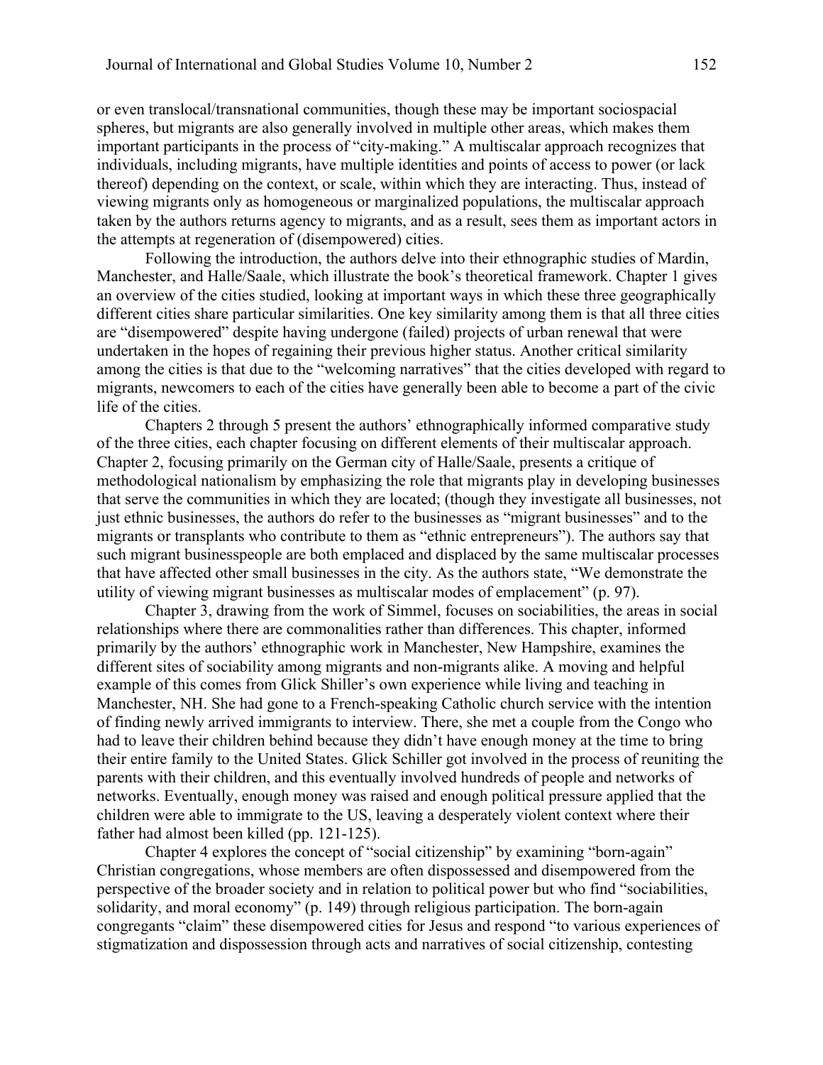or even translocal/transnational communities, though these may be important sociospacial spheres, but migrants are also generally involved in multiple other areas, which makes them important participants in the process of "city-making." A multiscalar approach recognizes that individuals, including migrants, have multiple identities and points of access to power (or lack thereof) depending on the context, or scale, within which they are interacting. Thus, instead of viewing migrants only as homogeneous or marginalized populations, the multiscalar approach taken by the authors returns agency to migrants, and as a result, sees them as important actors in the attempts at regeneration of (disempowered) cities.

Following the introduction, the authors delve into their ethnographic studies of Mardin, Manchester, and Halle/Saale, which illustrate the book's theoretical framework. Chapter 1 gives an overview of the cities studied, looking at important ways in which these three geographically different cities share particular similarities. One key similarity among them is that all three cities are "disempowered" despite having undergone (failed) projects of urban renewal that were undertaken in the hopes of regaining their previous higher status. Another critical similarity among the cities is that due to the "welcoming narratives" that the cities developed with regard to migrants, newcomers to each of the cities have generally been able to become a part of the civic life of the cities.

Chapters 2 through 5 present the authors' ethnographically informed comparative study of the three cities, each chapter focusing on different elements of their multiscalar approach. Chapter 2, focusing primarily on the German city of Halle/Saale, presents a critique of methodological nationalism by emphasizing the role that migrants play in developing businesses that serve the communities in which they are located; (though they investigate all businesses, not just ethnic businesses, the authors do refer to the businesses as "migrant businesses" and to the migrants or transplants who contribute to them as "ethnic entrepreneurs"). The authors say that such migrant businesspeople are both emplaced and displaced by the same multiscalar processes that have affected other small businesses in the city. As the authors state, "We demonstrate the utility of viewing migrant businesses as multiscalar modes of emplacement" (p. 97).

Chapter 3, drawing from the work of Simmel, focuses on sociabilities, the areas in social relationships where there are commonalities rather than differences. This chapter, informed primarily by the authors' ethnographic work in Manchester, New Hampshire, examines the different sites of sociability among migrants and non-migrants alike. A moving and helpful example of this comes from Glick Shiller's own experience while living and teaching in Manchester, NH. She had gone to a French-speaking Catholic church service with the intention of finding newly arrived immigrants to interview. There, she met a couple from the Congo who had to leave their children behind because they didn't have enough money at the time to bring their entire family to the United States. Glick Schiller got involved in the process of reuniting the parents with their children, and this eventually involved hundreds of people and networks of networks. Eventually, enough money was raised and enough political pressure applied that the children were able to immigrate to the US, leaving a desperately violent context where their father had almost been killed (pp. 121-125).

Chapter 4 explores the concept of "social citizenship" by examining "born-again" Christian congregations, whose members are often dispossessed and disempowered from the perspective of the broader society and in relation to political power but who find "sociabilities, solidarity, and moral economy" (p. 149) through religious participation. The born-again congregants "claim" these disempowered cities for Jesus and respond "to various experiences of stigmatization and dispossession through acts and narratives of social citizenship, contesting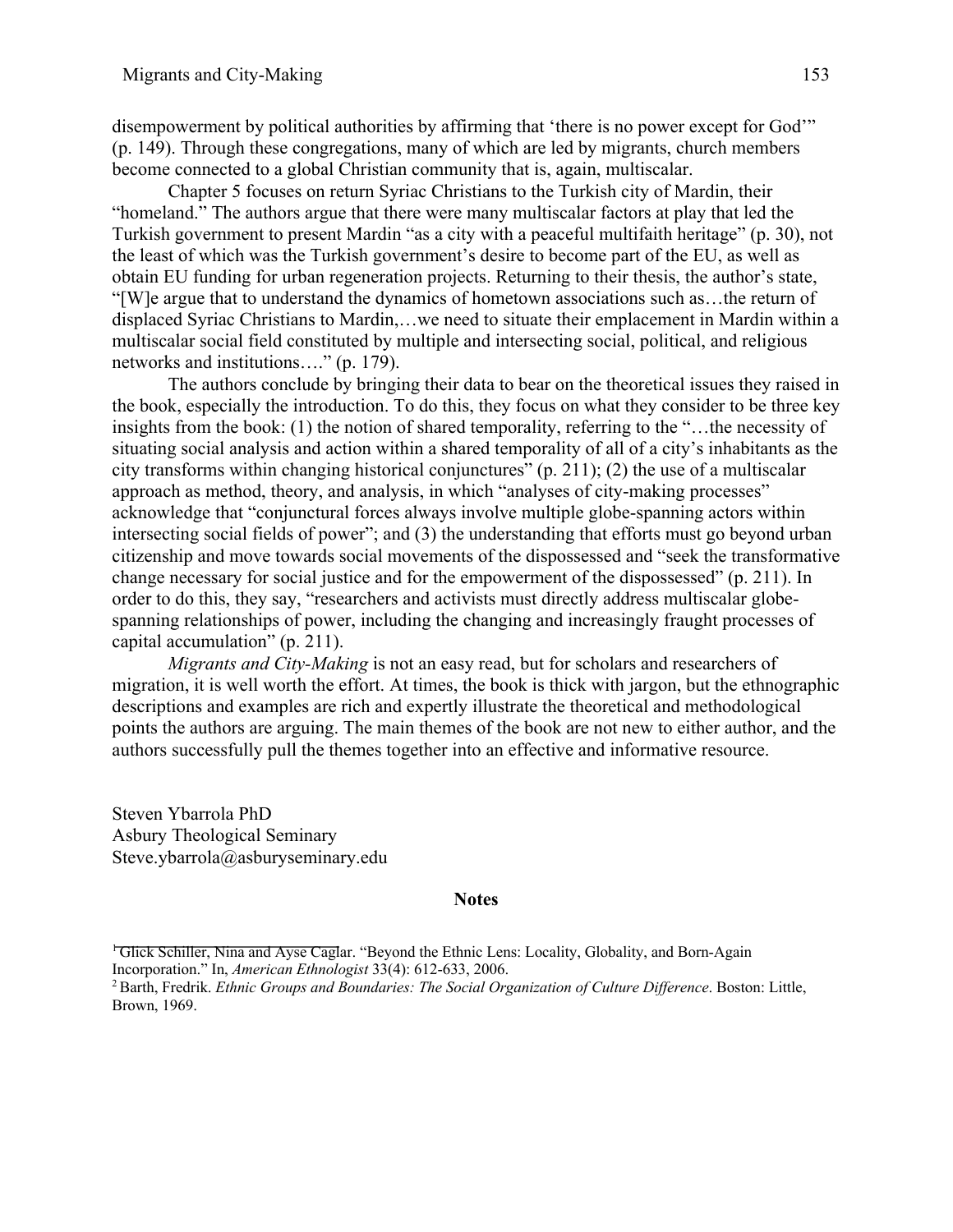disempowerment by political authorities by affirming that 'there is no power except for God'" (p. 149). Through these congregations, many of which are led by migrants, church members become connected to a global Christian community that is, again, multiscalar.

Chapter 5 focuses on return Syriac Christians to the Turkish city of Mardin, their "homeland." The authors argue that there were many multiscalar factors at play that led the Turkish government to present Mardin "as a city with a peaceful multifaith heritage" (p. 30), not the least of which was the Turkish government's desire to become part of the EU, as well as obtain EU funding for urban regeneration projects. Returning to their thesis, the author's state, "[W]e argue that to understand the dynamics of hometown associations such as…the return of displaced Syriac Christians to Mardin,…we need to situate their emplacement in Mardin within a multiscalar social field constituted by multiple and intersecting social, political, and religious networks and institutions…." (p. 179).

The authors conclude by bringing their data to bear on the theoretical issues they raised in the book, especially the introduction. To do this, they focus on what they consider to be three key insights from the book: (1) the notion of shared temporality, referring to the "…the necessity of situating social analysis and action within a shared temporality of all of a city's inhabitants as the city transforms within changing historical conjunctures" (p. 211); (2) the use of a multiscalar approach as method, theory, and analysis, in which "analyses of city-making processes" acknowledge that "conjunctural forces always involve multiple globe-spanning actors within intersecting social fields of power"; and (3) the understanding that efforts must go beyond urban citizenship and move towards social movements of the dispossessed and "seek the transformative change necessary for social justice and for the empowerment of the dispossessed" (p. 211). In order to do this, they say, "researchers and activists must directly address multiscalar globe-spanning relationships of power, including the changing and increasingly fraught processes of capital accumulation" (p. 211).

*Migrants and City-Making* is not an easy read, but for scholars and researchers of migration, it is well worth the effort. At times, the book is thick with jargon, but the ethnographic descriptions and examples are rich and expertly illustrate the theoretical and methodological points the authors are arguing. The main themes of the book are not new to either author, and the authors successfully pull the themes together into an effective and informative resource.

Steven Ybarrola PhD
Asbury Theological Seminary
Steve.ybarrola@asburyseminary.edu

## Notes

[1] Glick Schiller, Nina and Ayse Caglar. "Beyond the Ethnic Lens: Locality, Globality, and Born-Again Incorporation." In, *American Ethnologist* 33(4): 612-633, 2006.

[2] Barth, Fredrik. *Ethnic Groups and Boundaries: The Social Organization of Culture Difference*. Boston: Little, Brown, 1969.